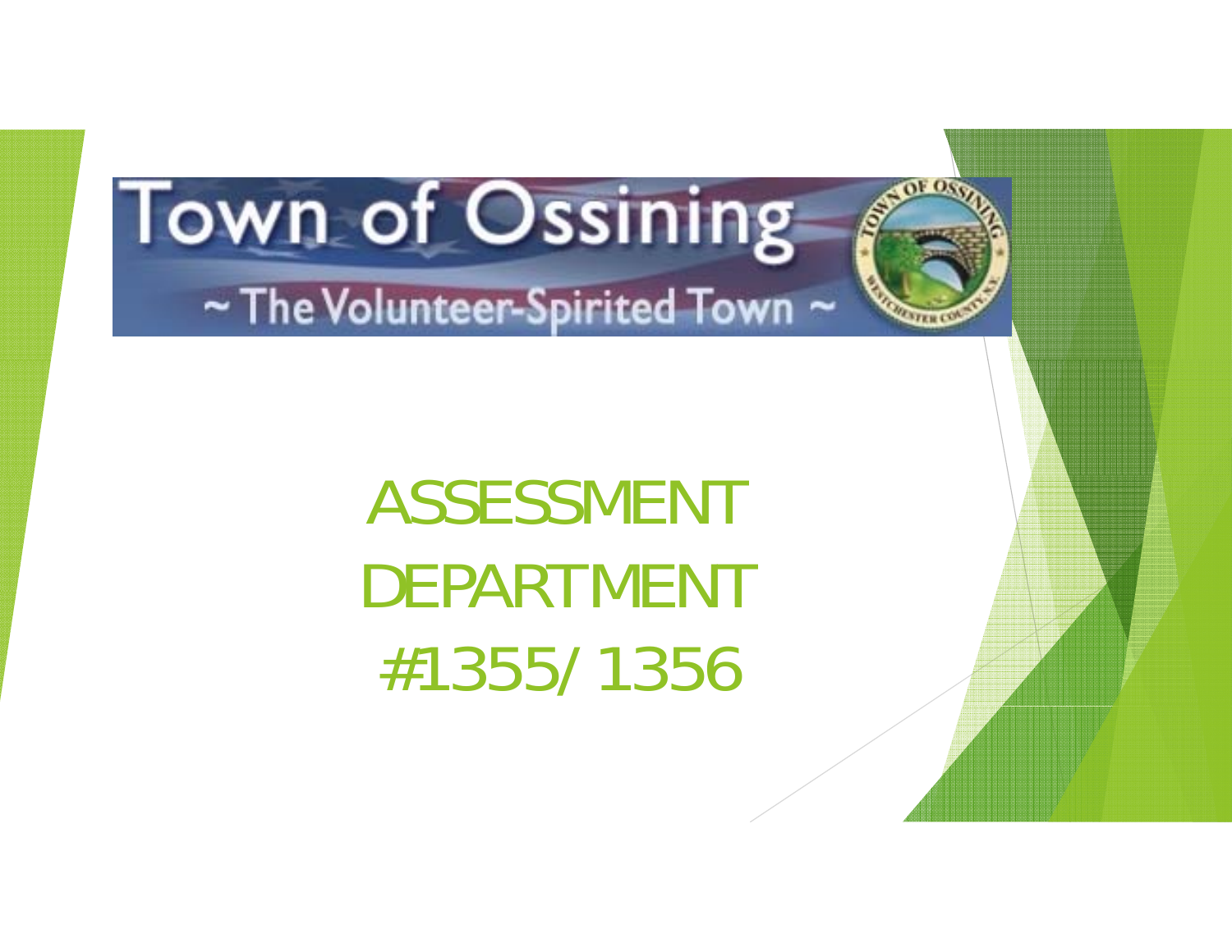Town of Ossining

~ The Volunteer-Spirited Town ~

# ASSESSMENT DEPARTMENT #1355/1356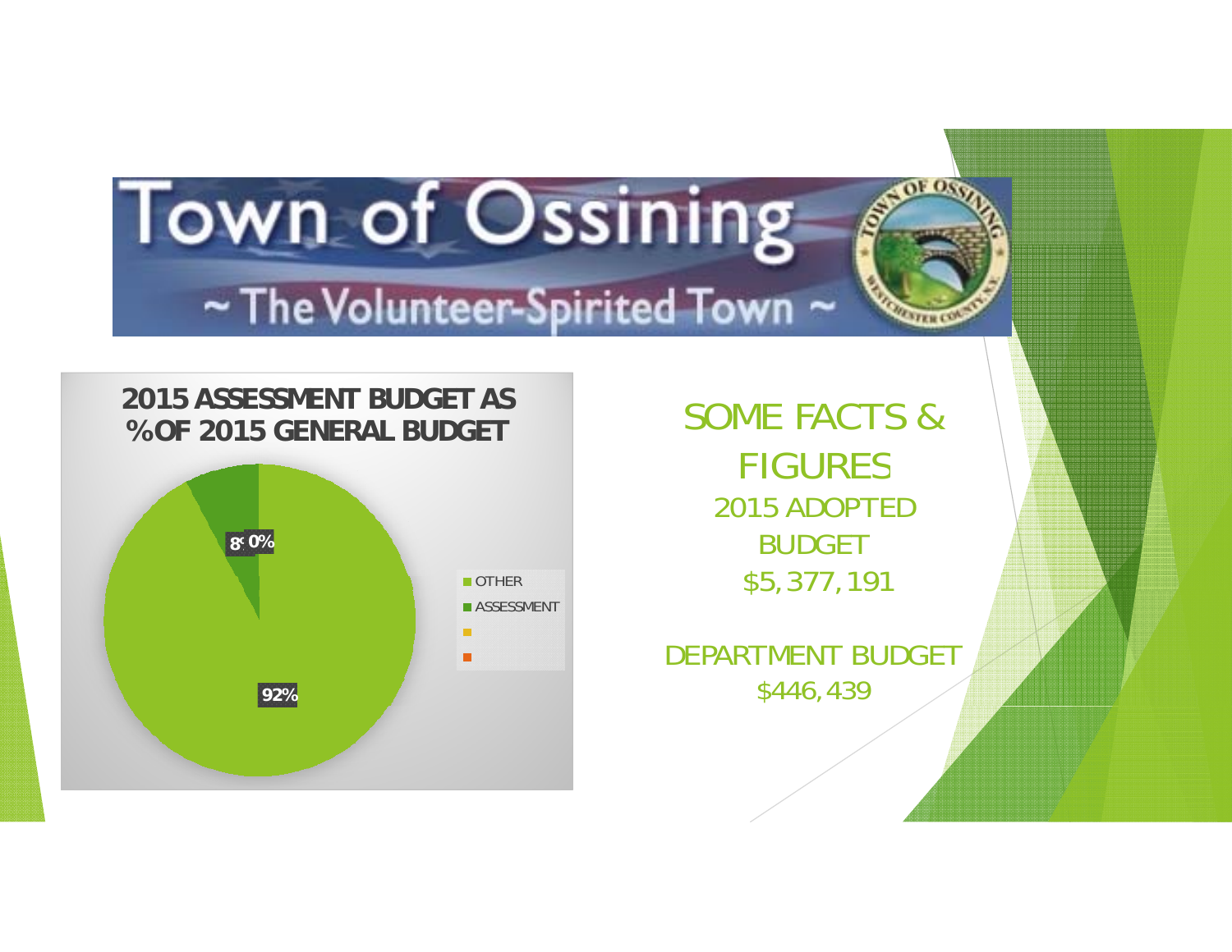# Town of Ossining

~ The Volunteer-Spirited Town ~

**2015 ASSESSMENT BUDGET AS %OF 2015 GENERAL BUDGET**

- OTHER: 92%
- ASSESSMENT: 8%
- 0%

## SOME FACTS & FIGURES

2015 ADOPTED BUDGET
$5,377,191

DEPARTMENT BUDGET
$446,439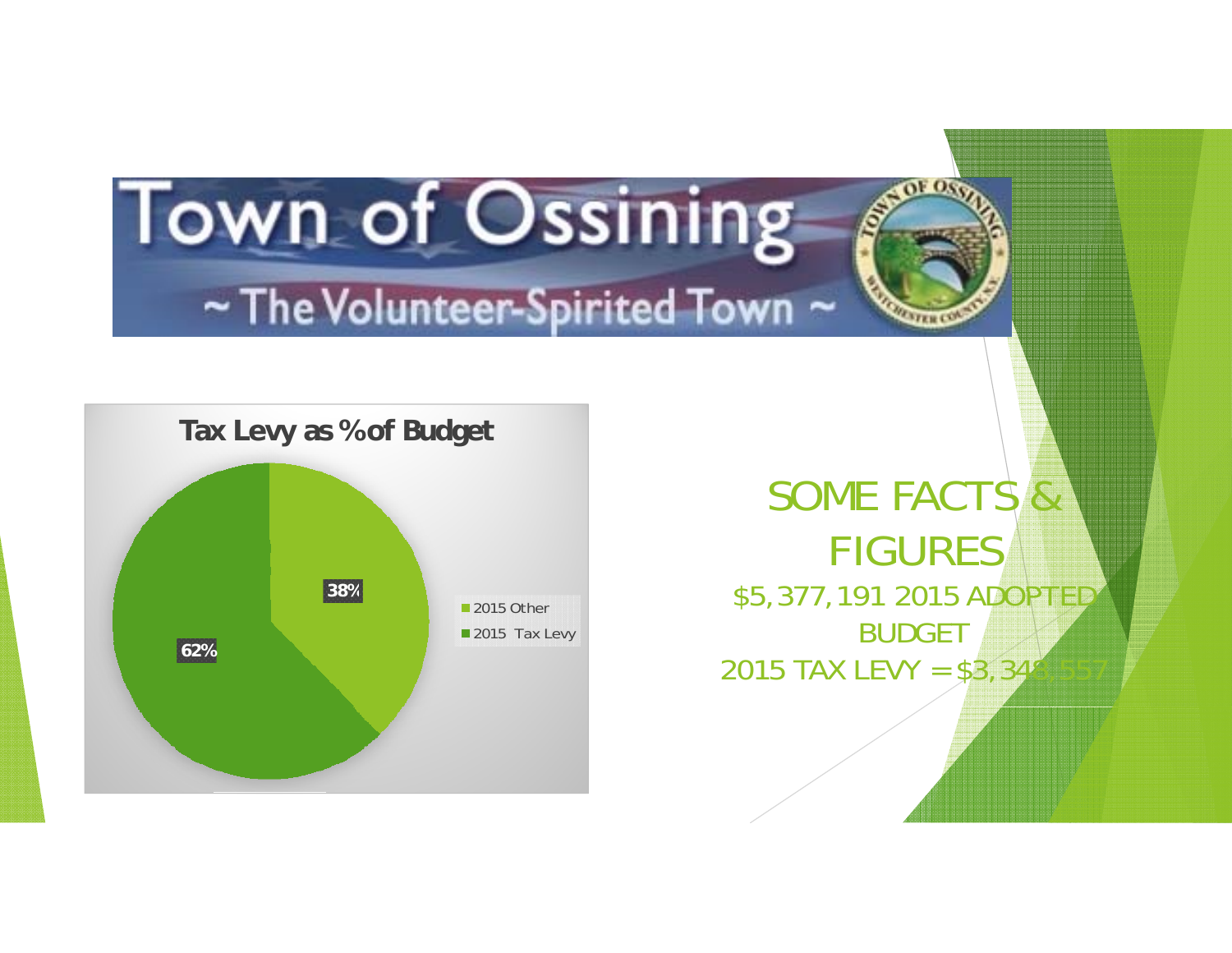# Town of Ossining

~ The Volunteer-Spirited Town ~

**Tax Levy as % of Budget**

| | |
|---|---|
| 2015 Other | 38% |
| 2015 Tax Levy | 62% |

## SOME FACTS & FIGURES

$5,377,191 2015 ADOPTED BUDGET

2015 TAX LEVY = $3,348,557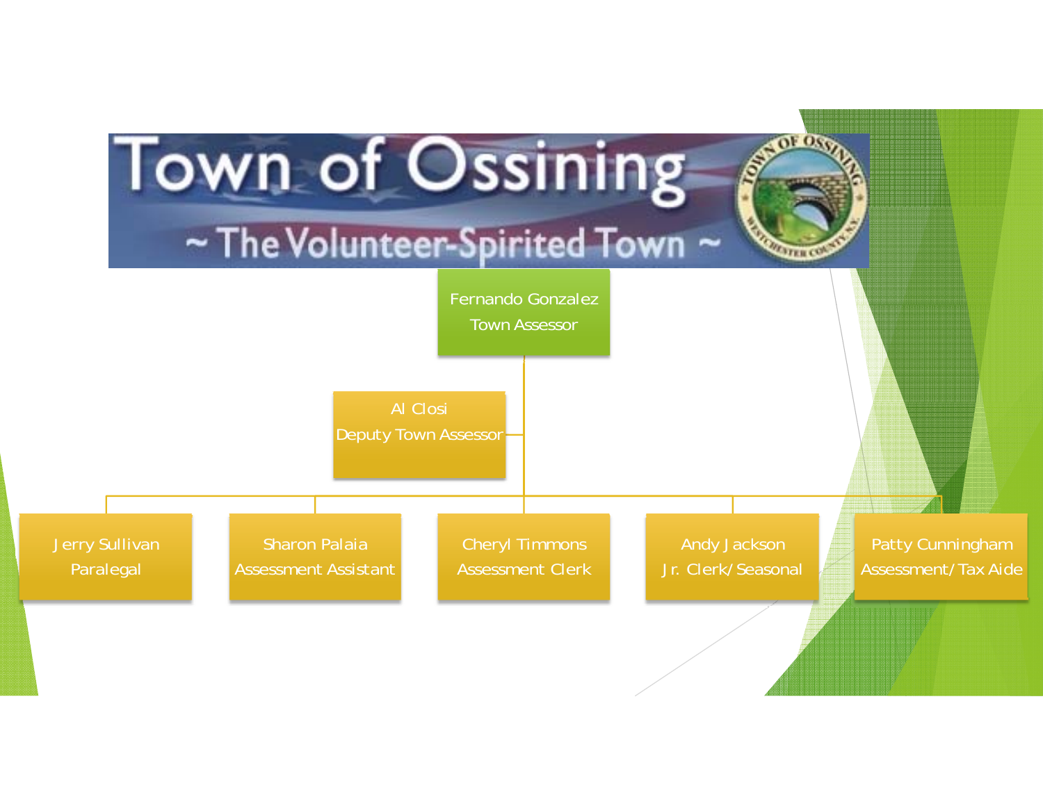# Town of Ossining

~ The Volunteer-Spirited Town ~

- **Fernando Gonzalez** – Town Assessor
  - **Al Closi** – Deputy Town Assessor
  - **Jerry Sullivan** – Paralegal
  - **Sharon Palaia** – Assessment Assistant
  - **Cheryl Timmons** – Assessment Clerk
  - **Andy Jackson** – Jr. Clerk/Seasonal
  - **Patty Cunningham** – Assessment/Tax Aide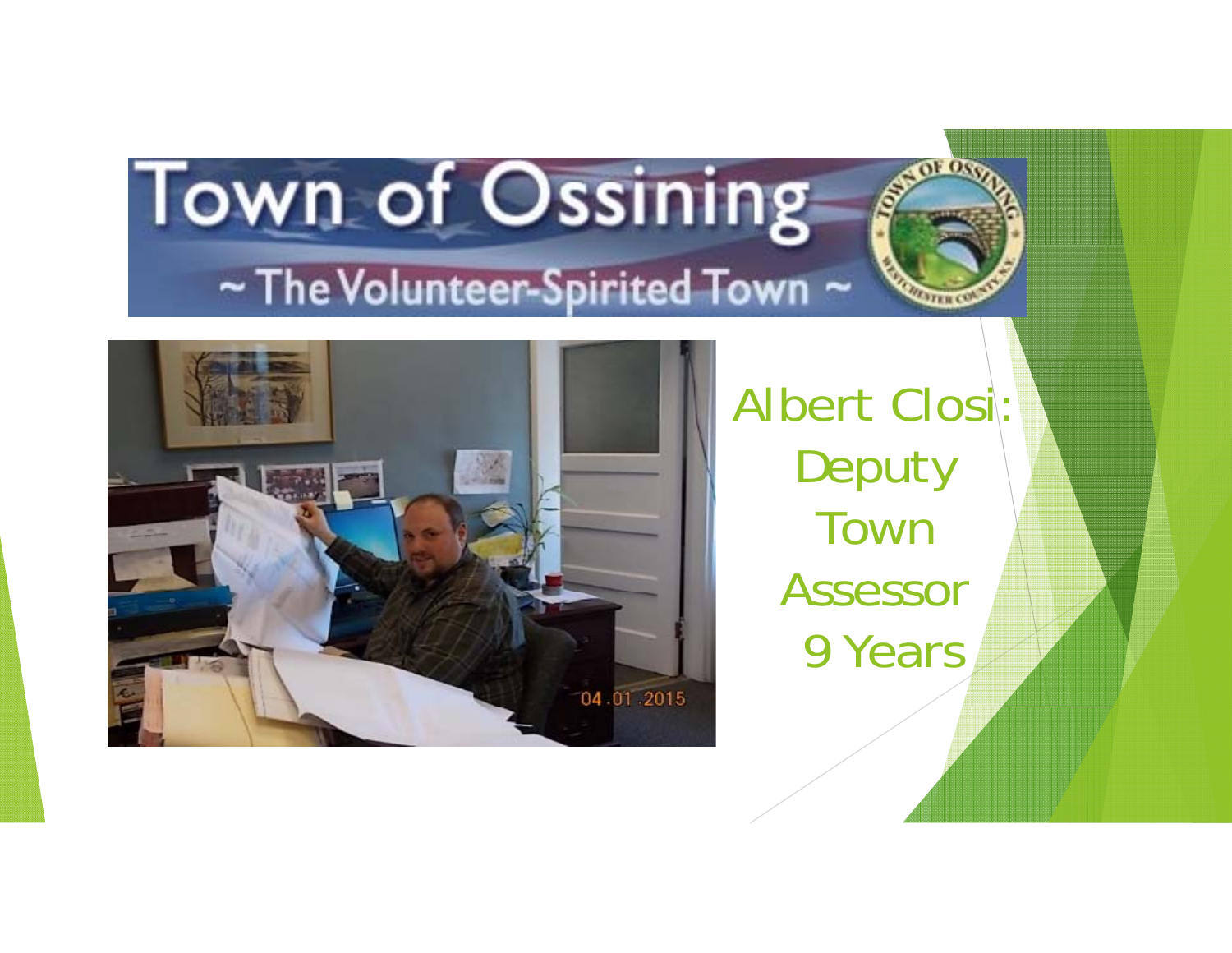Town of Ossining

~ The Volunteer-Spirited Town ~

Albert Closi: Deputy Town Assessor 9 Years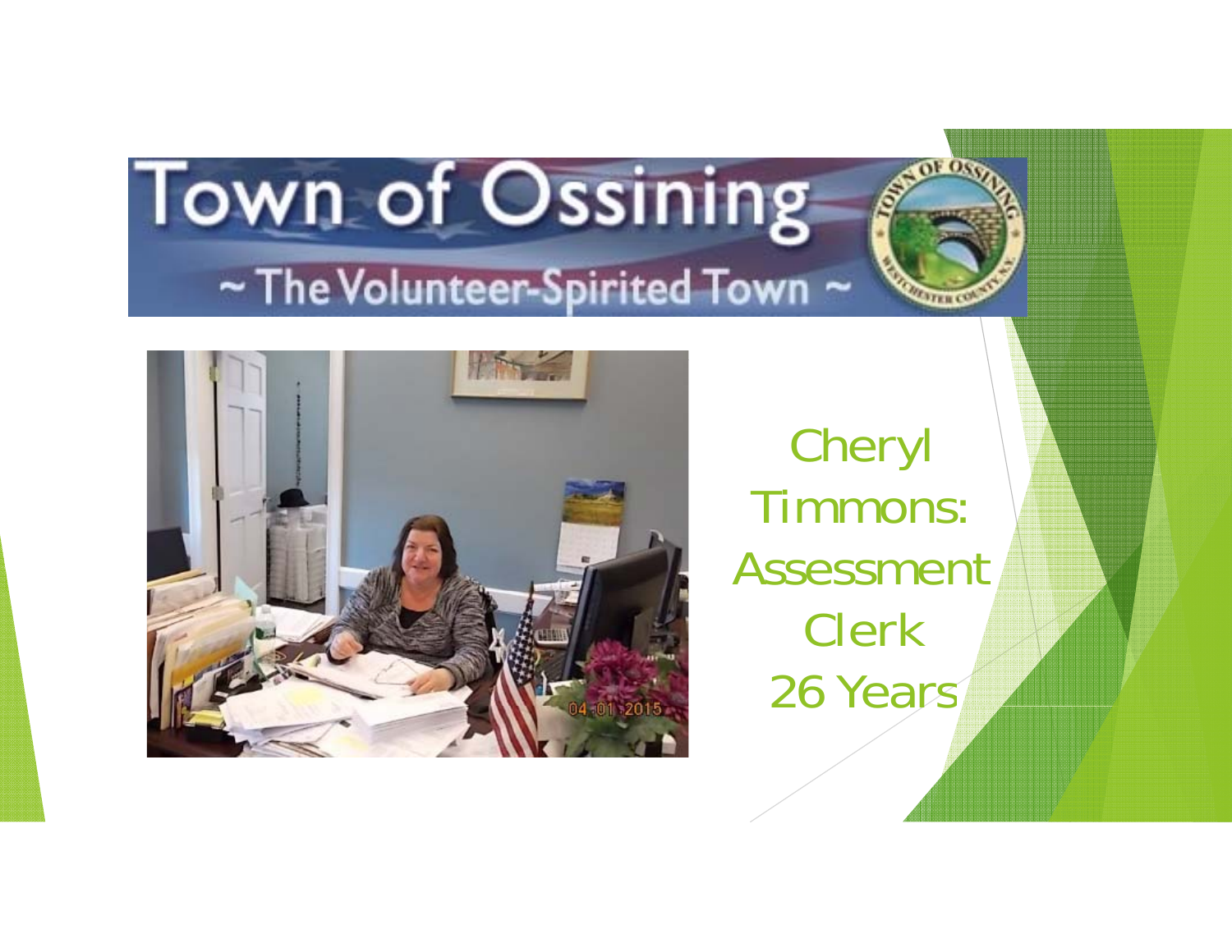Town of Ossining

~ The Volunteer-Spirited Town ~

Cheryl Timmons: Assessment Clerk

26 Years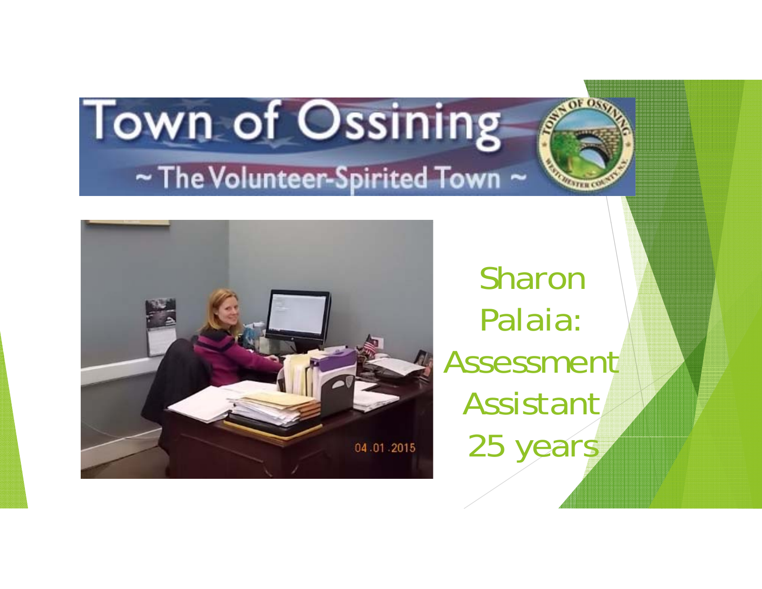# Town of Ossining

~ The Volunteer-Spirited Town ~

Sharon Palaia: Assessment Assistant

25 years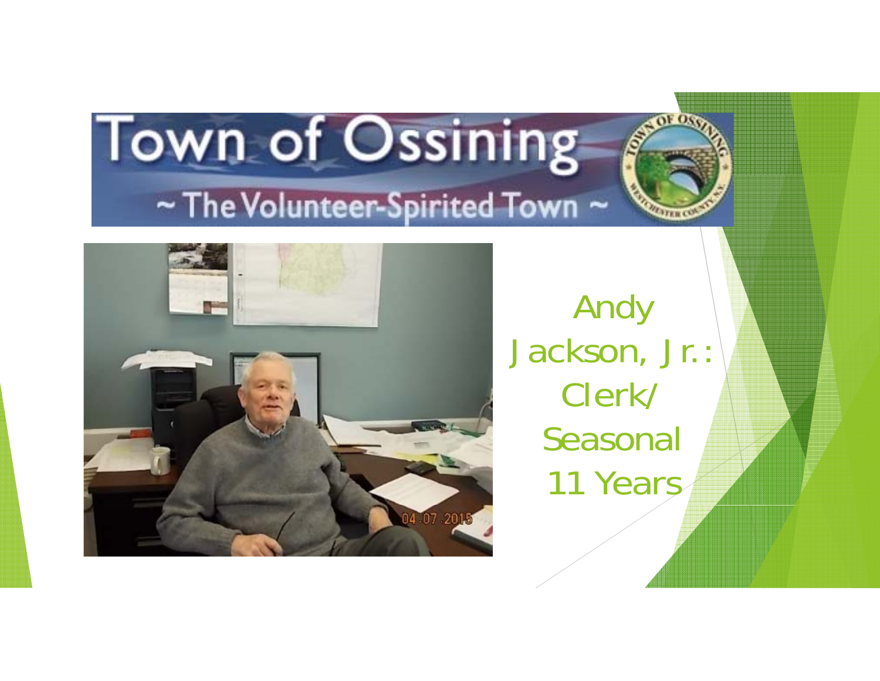Town of Ossining

~ The Volunteer-Spirited Town ~

Andy Jackson, Jr.: Clerk/ Seasonal 11 Years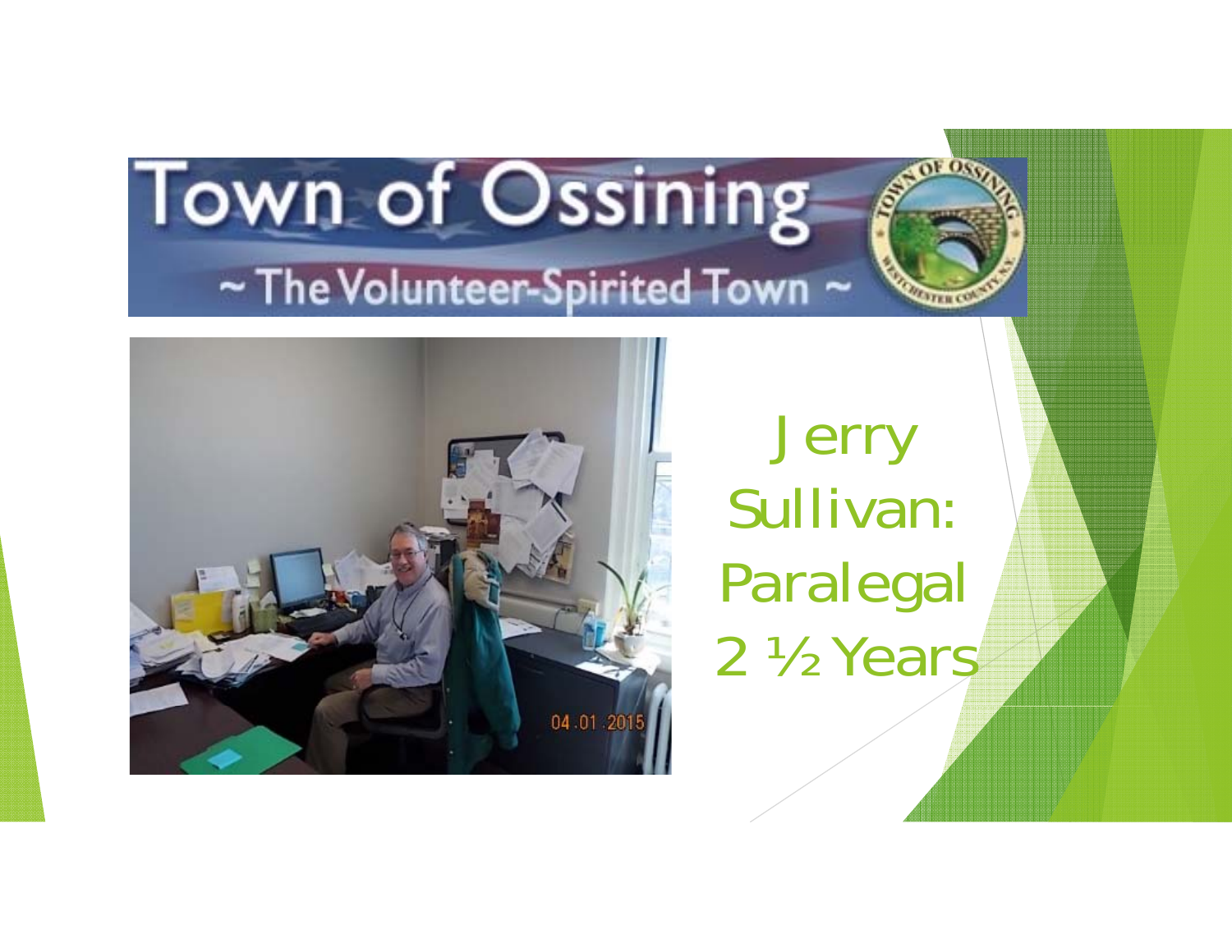Town of Ossining

~ The Volunteer-Spirited Town ~

04.01.2015

Jerry Sullivan: Paralegal 2 ½ Years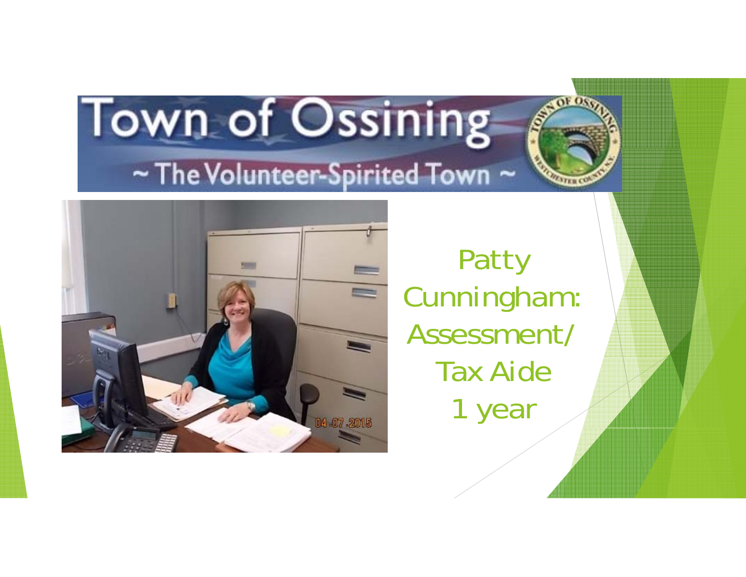Town of Ossining

~ The Volunteer-Spirited Town ~

Patty Cunningham: Assessment/ Tax Aide
1 year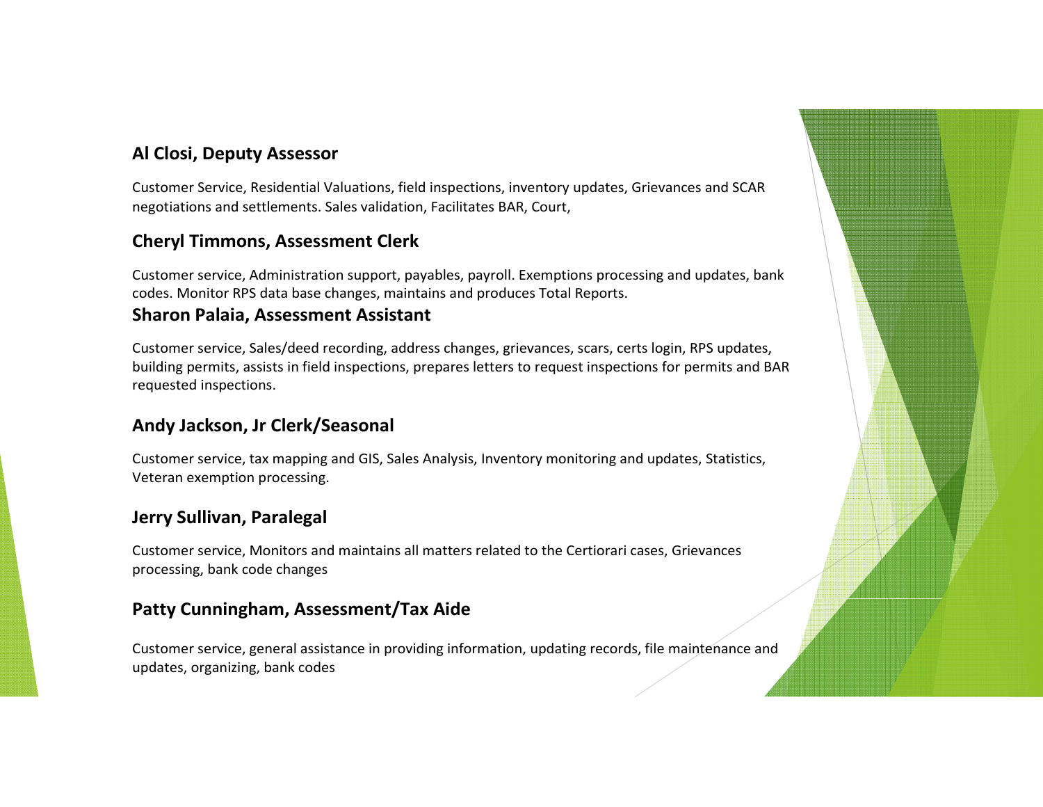### Al Closi, Deputy Assessor

Customer Service, Residential Valuations, field inspections, inventory updates, Grievances and SCAR negotiations and settlements. Sales validation, Facilitates BAR, Court,

### Cheryl Timmons, Assessment Clerk

Customer service, Administration support, payables, payroll. Exemptions processing and updates, bank codes. Monitor RPS data base changes, maintains and produces Total Reports.

### Sharon Palaia, Assessment Assistant

Customer service, Sales/deed recording, address changes, grievances, scars, certs login, RPS updates, building permits, assists in field inspections, prepares letters to request inspections for permits and BAR requested inspections.

### Andy Jackson, Jr Clerk/Seasonal

Customer service, tax mapping and GIS, Sales Analysis, Inventory monitoring and updates, Statistics, Veteran exemption processing.

### Jerry Sullivan, Paralegal

Customer service, Monitors and maintains all matters related to the Certiorari cases, Grievances processing, bank code changes

### Patty Cunningham, Assessment/Tax Aide

Customer service, general assistance in providing information, updating records, file maintenance and updates, organizing, bank codes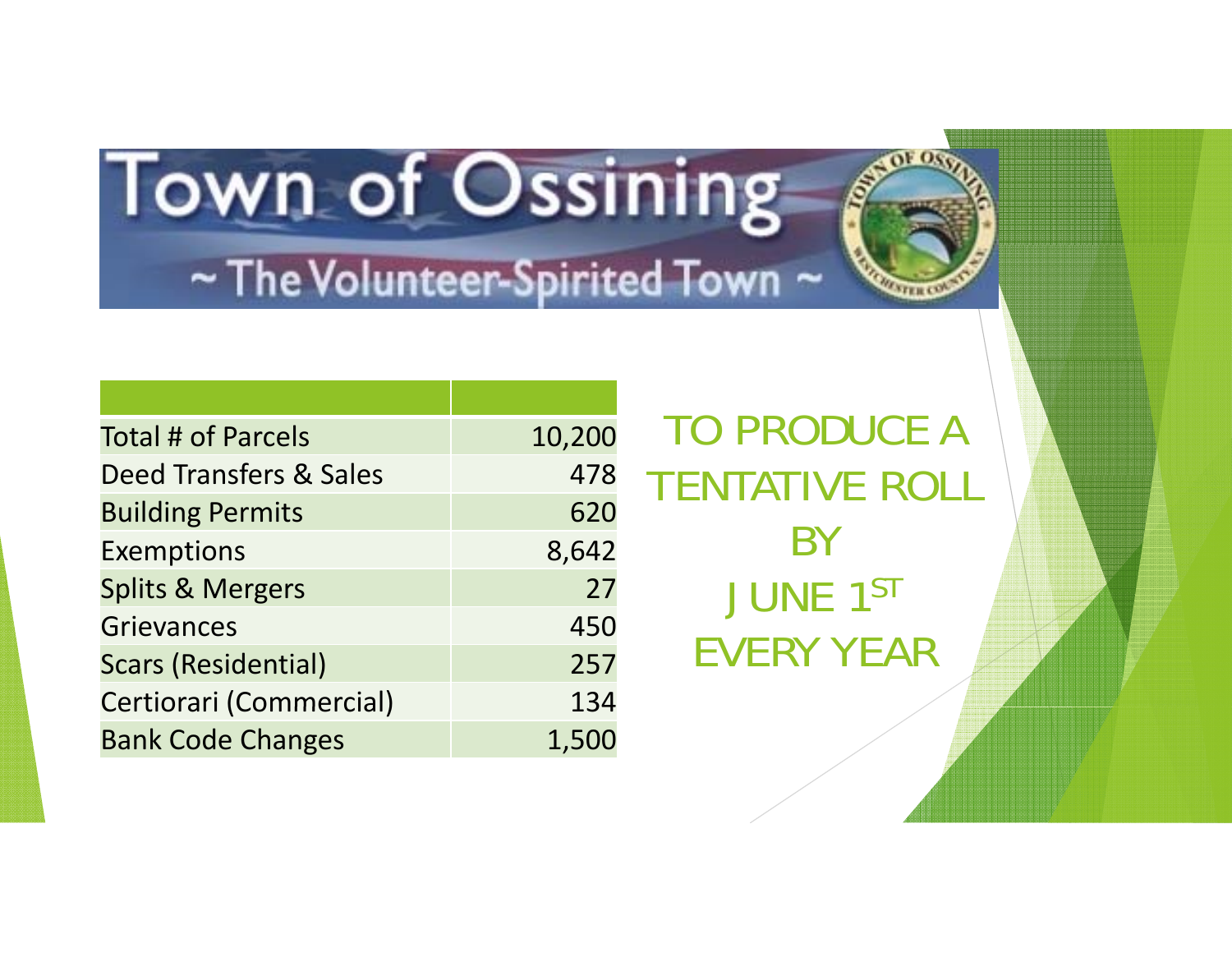# Town of Ossining

~ The Volunteer-Spirited Town ~

| | |
|---|---|
| Total # of Parcels | 10,200 |
| Deed Transfers & Sales | 478 |
| Building Permits | 620 |
| Exemptions | 8,642 |
| Splits & Mergers | 27 |
| Grievances | 450 |
| Scars (Residential) | 257 |
| Certiorari (Commercial) | 134 |
| Bank Code Changes | 1,500 |

TO PRODUCE A TENTATIVE ROLL BY JUNE 1ST EVERY YEAR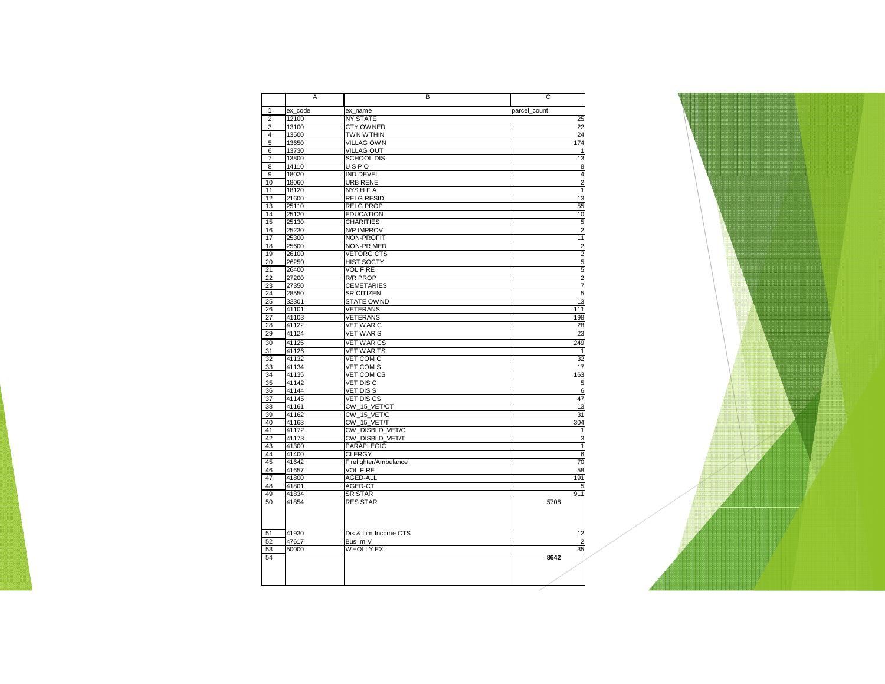| | A | B | C |
|---|---|---|---|
| 1 | ex_code | ex_name | parcel_count |
| 2 | 12100 | NY STATE | 25 |
| 3 | 13100 | CTY OWNED | 22 |
| 4 | 13500 | TWN WTHIN | 24 |
| 5 | 13650 | VILLAG OWN | 174 |
| 6 | 13730 | VILLAG OUT | 1 |
| 7 | 13800 | SCHOOL DIS | 13 |
| 8 | 14110 | U S P O | 8 |
| 9 | 18020 | IND DEVEL | 4 |
| 10 | 18060 | URB RENE | 2 |
| 11 | 18120 | NYS H F A | 1 |
| 12 | 21600 | RELG RESID | 13 |
| 13 | 25110 | RELG PROP | 55 |
| 14 | 25120 | EDUCATION | 10 |
| 15 | 25130 | CHARITIES | 5 |
| 16 | 25230 | N/P IMPROV | 2 |
| 17 | 25300 | NON-PROFIT | 11 |
| 18 | 25600 | NON-PR MED | 2 |
| 19 | 26100 | VETORG CTS | 2 |
| 20 | 26250 | HIST SOCTY | 5 |
| 21 | 26400 | VOL FIRE | 5 |
| 22 | 27200 | R/R PROP | 2 |
| 23 | 27350 | CEMETARIES | 7 |
| 24 | 28550 | SR CITIZEN | 5 |
| 25 | 32301 | STATE OWND | 13 |
| 26 | 41101 | VETERANS | 111 |
| 27 | 41103 | VETERANS | 198 |
| 28 | 41122 | VET WAR C | 28 |
| 29 | 41124 | VET WAR S | 23 |
| 30 | 41125 | VET WAR CS | 249 |
| 31 | 41126 | VET WAR TS | 1 |
| 32 | 41132 | VET COM C | 32 |
| 33 | 41134 | VET COM S | 17 |
| 34 | 41135 | VET COM CS | 163 |
| 35 | 41142 | VET DIS C | 5 |
| 36 | 41144 | VET DIS S | 6 |
| 37 | 41145 | VET DIS CS | 47 |
| 38 | 41161 | CW_15_VET/CT | 13 |
| 39 | 41162 | CW_15_VET/C | 31 |
| 40 | 41163 | CW_15_VET/T | 304 |
| 41 | 41172 | CW_DISBLD_VET/C | 1 |
| 42 | 41173 | CW_DISBLD_VET/T | 3 |
| 43 | 41300 | PARAPLEGIC | 1 |
| 44 | 41400 | CLERGY | 6 |
| 45 | 41642 | Firefighter/Ambulance | 70 |
| 46 | 41657 | VOL FIRE | 58 |
| 47 | 41800 | AGED-ALL | 191 |
| 48 | 41801 | AGED-CT | 5 |
| 49 | 41834 | SR STAR | 911 |
| 50 | 41854 | RES STAR | 5708 |
| 51 | 41930 | Dis & Lim Income CTS | 12 |
| 52 | 47617 | Bus Im V | 2 |
| 53 | 50000 | WHOLLY EX | 35 |
| 54 | | | **8642** |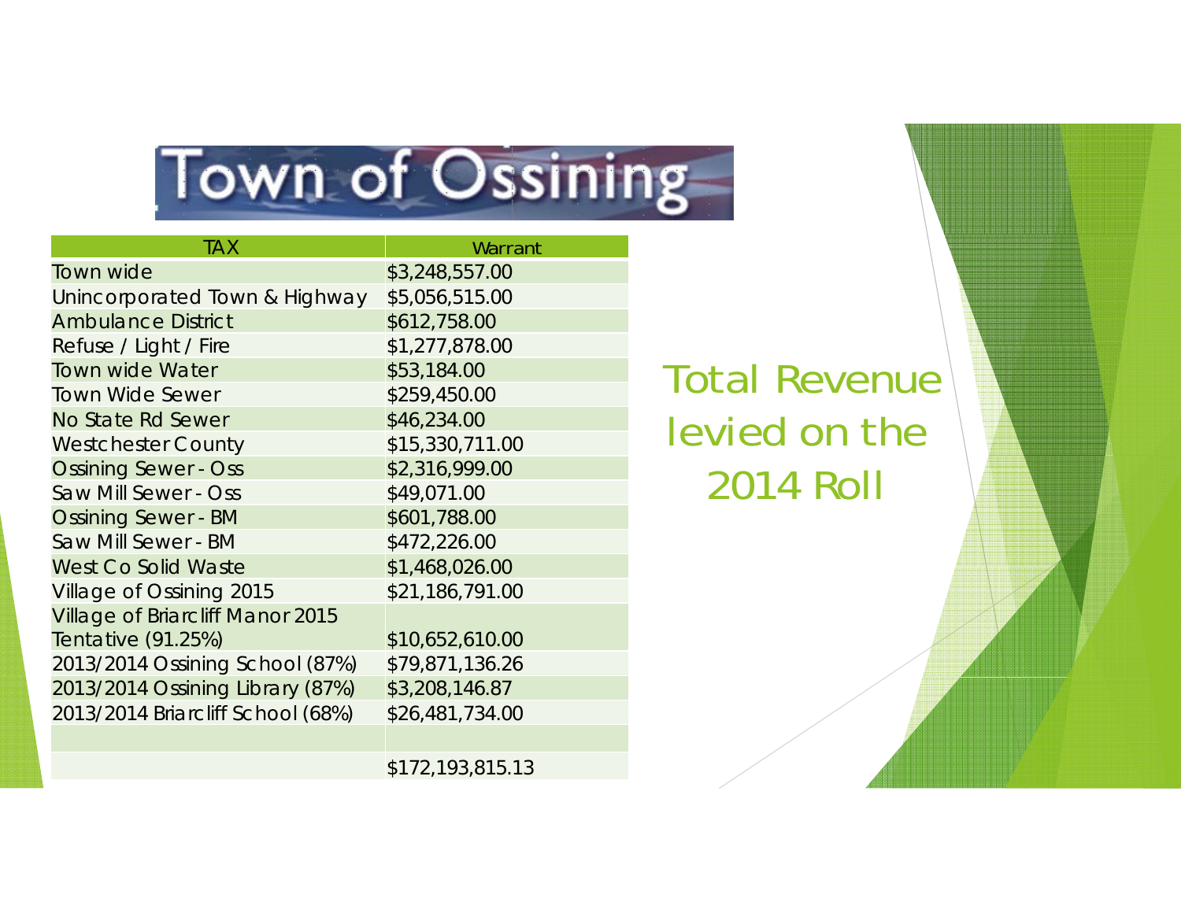# Town of Ossining

## Total Revenue levied on the 2014 Roll

| TAX | Warrant |
| --- | --- |
| Town wide | $3,248,557.00 |
| Unincorporated Town & Highway | $5,056,515.00 |
| Ambulance District | $612,758.00 |
| Refuse / Light / Fire | $1,277,878.00 |
| Town wide Water | $53,184.00 |
| Town Wide Sewer | $259,450.00 |
| No State Rd Sewer | $46,234.00 |
| Westchester County | $15,330,711.00 |
| Ossining Sewer - Oss | $2,316,999.00 |
| Saw Mill Sewer - Oss | $49,071.00 |
| Ossining Sewer - BM | $601,788.00 |
| Saw Mill Sewer - BM | $472,226.00 |
| West Co Solid Waste | $1,468,026.00 |
| Village of Ossining 2015 | $21,186,791.00 |
| Village of Briarcliff Manor 2015 Tentative (91.25%) | $10,652,610.00 |
| 2013/2014 Ossining School (87%) | $79,871,136.26 |
| 2013/2014 Ossining Library (87%) | $3,208,146.87 |
| 2013/2014 Briarcliff School (68%) | $26,481,734.00 |
| | |
| | $172,193,815.13 |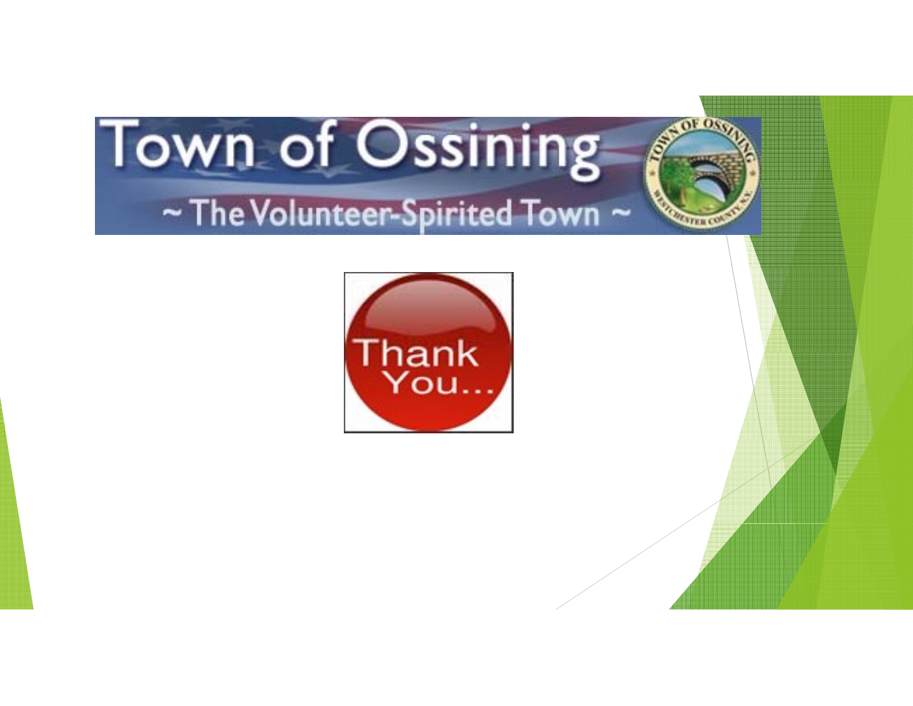Town of Ossining

~ The Volunteer-Spirited Town ~

Thank You...